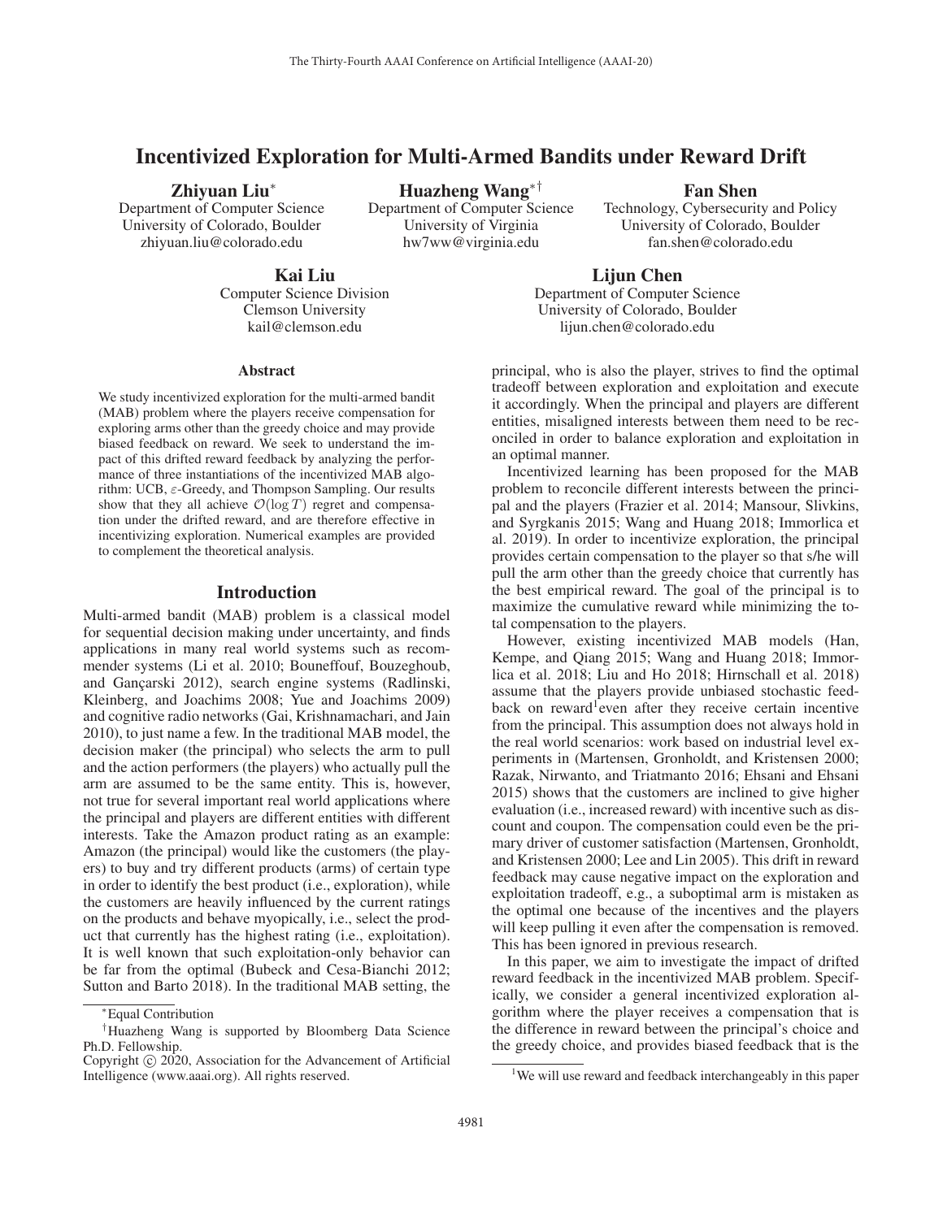# Incentivized Exploration for Multi-Armed Bandits under Reward Drift

**Zhiyuan Liu*** 
Department of Computer Science 
University of Colorado, Boulder 
zhiyuan.liu@colorado.edu

**Huazheng Wang*†** 
Department of Computer Science 
University of Virginia 
hw7ww@virginia.edu

**Fan Shen** 
Technology, Cybersecurity and Policy 
University of Colorado, Boulder 
fan.shen@colorado.edu

**Kai Liu** 
Computer Science Division 
Clemson University 
kail@clemson.edu

**Lijun Chen** 
Department of Computer Science 
University of Colorado, Boulder 
lijun.chen@colorado.edu

## Abstract

We study incentivized exploration for the multi-armed bandit (MAB) problem where the players receive compensation for exploring arms other than the greedy choice and may provide biased feedback on reward. We seek to understand the impact of this drifted reward feedback by analyzing the performance of three instantiations of the incentivized MAB algorithm: UCB, $\varepsilon$-Greedy, and Thompson Sampling. Our results show that they all achieve $\mathcal{O}(\log T)$ regret and compensation under the drifted reward, and are therefore effective in incentivizing exploration. Numerical examples are provided to complement the theoretical analysis.

## Introduction

Multi-armed bandit (MAB) problem is a classical model for sequential decision making under uncertainty, and finds applications in many real world systems such as recommender systems (Li et al. 2010; Bouneffouf, Bouzeghoub, and Gançarski 2012), search engine systems (Radlinski, Kleinberg, and Joachims 2008; Yue and Joachims 2009) and cognitive radio networks (Gai, Krishnamachari, and Jain 2010), to just name a few. In the traditional MAB model, the decision maker (the principal) who selects the arm to pull and the action performers (the players) who actually pull the arm are assumed to be the same entity. This is, however, not true for several important real world applications where the principal and players are different entities with different interests. Take the Amazon product rating as an example: Amazon (the principal) would like the customers (the players) to buy and try different products (arms) of certain type in order to identify the best product (i.e., exploration), while the customers are heavily influenced by the current ratings on the products and behave myopically, i.e., select the product that currently has the highest rating (i.e., exploitation). It is well known that such exploitation-only behavior can be far from the optimal (Bubeck and Cesa-Bianchi 2012; Sutton and Barto 2018). In the traditional MAB setting, the principal, who is also the player, strives to find the optimal tradeoff between exploration and exploitation and execute it accordingly. When the principal and players are different entities, misaligned interests between them need to be reconciled in order to balance exploration and exploitation in an optimal manner.

Incentivized learning has been proposed for the MAB problem to reconcile different interests between the principal and the players (Frazier et al. 2014; Mansour, Slivkins, and Syrgkanis 2015; Wang and Huang 2018; Immorlica et al. 2019). In order to incentivize exploration, the principal provides certain compensation to the player so that s/he will pull the arm other than the greedy choice that currently has the best empirical reward. The goal of the principal is to maximize the cumulative reward while minimizing the total compensation to the players.

However, existing incentivized MAB models (Han, Kempe, and Qiang 2015; Wang and Huang 2018; Immorlica et al. 2018; Liu and Ho 2018; Hirnschall et al. 2018) assume that the players provide unbiased stochastic feedback on reward[1] even after they receive certain incentive from the principal. This assumption does not always hold in the real world scenarios: work based on industrial level experiments in (Martensen, Gronholdt, and Kristensen 2000; Razak, Nirwanto, and Triatmanto 2016; Ehsani and Ehsani 2015) shows that the customers are inclined to give higher evaluation (i.e., increased reward) with incentive such as discount and coupon. The compensation could even be the primary driver of customer satisfaction (Martensen, Gronholdt, and Kristensen 2000; Lee and Lin 2005). This drift in reward feedback may cause negative impact on the exploration and exploitation tradeoff, e.g., a suboptimal arm is mistaken as the optimal one because of the incentives and the players will keep pulling it even after the compensation is removed. This has been ignored in previous research.

In this paper, we aim to investigate the impact of drifted reward feedback in the incentivized MAB problem. Specifically, we consider a general incentivized exploration algorithm where the player receives a compensation that is the difference in reward between the principal's choice and the greedy choice, and provides biased feedback that is the

*Equal Contribution

†Huazheng Wang is supported by Bloomberg Data Science Ph.D. Fellowship.

Copyright © 2020, Association for the Advancement of Artificial Intelligence (www.aaai.org). All rights reserved.

[1]We will use reward and feedback interchangeably in this paper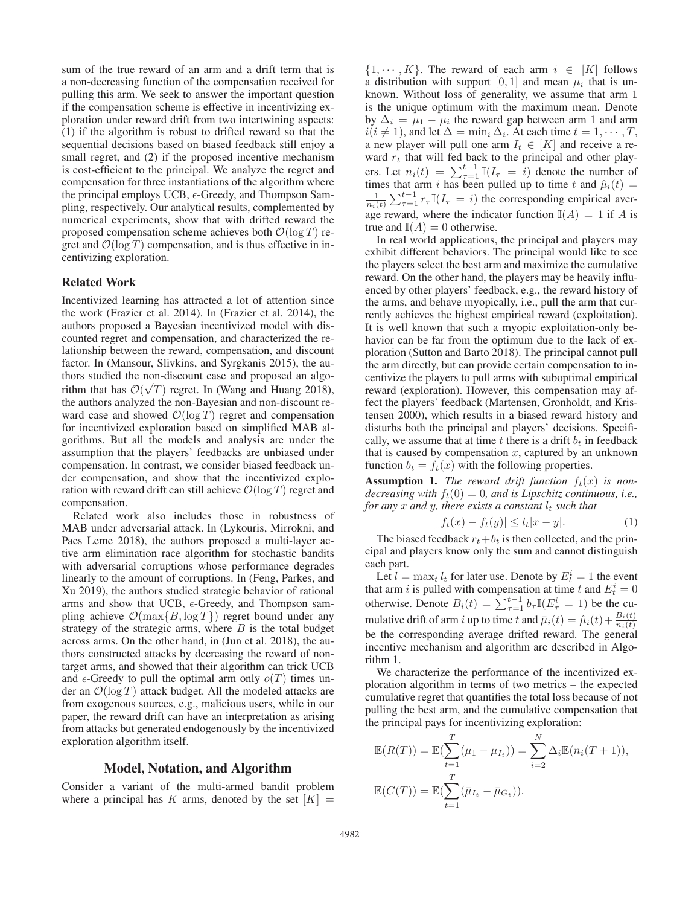sum of the true reward of an arm and a drift term that is a non-decreasing function of the compensation received for pulling this arm. We seek to answer the important question if the compensation scheme is effective in incentivizing exploration under reward drift from two intertwining aspects: (1) if the algorithm is robust to drifted reward so that the sequential decisions based on biased feedback still enjoy a small regret, and (2) if the proposed incentive mechanism is cost-efficient to the principal. We analyze the regret and compensation for three instantiations of the algorithm where the principal employs UCB, $\epsilon$-Greedy, and Thompson Sampling, respectively. Our analytical results, complemented by numerical experiments, show that with drifted reward the proposed compensation scheme achieves both $\mathcal{O}(\log T)$ regret and $\mathcal{O}(\log T)$ compensation, and is thus effective in incentivizing exploration.

## Related Work

Incentivized learning has attracted a lot of attention since the work (Frazier et al. 2014). In (Frazier et al. 2014), the authors proposed a Bayesian incentivized model with discounted regret and compensation, and characterized the relationship between the reward, compensation, and discount factor. In (Mansour, Slivkins, and Syrgkanis 2015), the authors studied the non-discount case and proposed an algorithm that has $\mathcal{O}(\sqrt{T})$ regret. In (Wang and Huang 2018), the authors analyzed the non-Bayesian and non-discount reward case and showed $\mathcal{O}(\log T)$ regret and compensation for incentivized exploration based on simplified MAB algorithms. But all the models and analysis are under the assumption that the players' feedbacks are unbiased under compensation. In contrast, we consider biased feedback under compensation, and show that the incentivized exploration with reward drift can still achieve $\mathcal{O}(\log T)$ regret and compensation.

Related work also includes those in robustness of MAB under adversarial attack. In (Lykouris, Mirrokni, and Paes Leme 2018), the authors proposed a multi-layer active arm elimination race algorithm for stochastic bandits with adversarial corruptions whose performance degrades linearly to the amount of corruptions. In (Feng, Parkes, and Xu 2019), the authors studied strategic behavior of rational arms and show that UCB, $\epsilon$-Greedy, and Thompson sampling achieve $\mathcal{O}(\max\{B, \log T\})$ regret bound under any strategy of the strategic arms, where $B$ is the total budget across arms. On the other hand, in (Jun et al. 2018), the authors constructed attacks by decreasing the reward of non-target arms, and showed that their algorithm can trick UCB and $\epsilon$-Greedy to pull the optimal arm only $o(T)$ times under an $\mathcal{O}(\log T)$ attack budget. All the modeled attacks are from exogenous sources, e.g., malicious users, while in our paper, the reward drift can have an interpretation as arising from attacks but generated endogenously by the incentivized exploration algorithm itself.

## Model, Notation, and Algorithm

Consider a variant of the multi-armed bandit problem where a principal has $K$ arms, denoted by the set $[K] = \{1, \cdots, K\}$. The reward of each arm $i \in [K]$ follows a distribution with support $[0, 1]$ and mean $\mu_i$ that is unknown. Without loss of generality, we assume that arm 1 is the unique optimum with the maximum mean. Denote by $\Delta_i = \mu_1 - \mu_i$ the reward gap between arm 1 and arm $i (i \neq 1)$, and let $\Delta = \min_i \Delta_i$. At each time $t = 1, \cdots, T$, a new player will pull one arm $I_t \in [K]$ and receive a reward $r_t$ that will fed back to the principal and other players. Let $n_i(t) = \sum_{\tau=1}^{t-1} \mathbb{I}(I_\tau = i)$ denote the number of times that arm $i$ has been pulled up to time $t$ and $\hat{\mu}_i(t) = \frac{1}{n_i(t)} \sum_{\tau=1}^{t-1} r_\tau \mathbb{I}(I_\tau = i)$ the corresponding empirical average reward, where the indicator function $\mathbb{I}(A) = 1$ if $A$ is true and $\mathbb{I}(A) = 0$ otherwise.

In real world applications, the principal and players may exhibit different behaviors. The principal would like to see the players select the best arm and maximize the cumulative reward. On the other hand, the players may be heavily influenced by other players' feedback, e.g., the reward history of the arms, and behave myopically, i.e., pull the arm that currently achieves the highest empirical reward (exploitation). It is well known that such a myopic exploitation-only behavior can be far from the optimum due to the lack of exploration (Sutton and Barto 2018). The principal cannot pull the arm directly, but can provide certain compensation to incentivize the players to pull arms with suboptimal empirical reward (exploration). However, this compensation may affect the players' feedback (Martensen, Gronholdt, and Kristensen 2000), which results in a biased reward history and disturbs both the principal and players' decisions. Specifically, we assume that at time $t$ there is a drift $b_t$ in feedback that is caused by compensation $x$, captured by an unknown function $b_t = f_t(x)$ with the following properties.

**Assumption 1.** *The reward drift function $f_t(x)$ is non-decreasing with $f_t(0) = 0$, and is Lipschitz continuous, i.e., for any $x$ and $y$, there exists a constant $l_t$ such that*

$$|f_t(x) - f_t(y)| \leq l_t |x - y|. \tag{1}$$

The biased feedback $r_t + b_t$ is then collected, and the principal and players know only the sum and cannot distinguish each part.

Let $l = \max_t l_t$ for later use. Denote by $E_t^i = 1$ the event that arm $i$ is pulled with compensation at time $t$ and $E_t^i = 0$ otherwise. Denote $B_i(t) = \sum_{\tau=1}^{t-1} b_\tau \mathbb{I}(E_\tau^i = 1)$ be the cumulative drift of arm $i$ up to time $t$ and $\bar{\mu}_i(t) = \hat{\mu}_i(t) + \frac{B_i(t)}{n_i(t)}$ be the corresponding average drifted reward. The general incentive mechanism and algorithm are described in Algorithm 1.

We characterize the performance of the incentivized exploration algorithm in terms of two metrics – the expected cumulative regret that quantifies the total loss because of not pulling the best arm, and the cumulative compensation that the principal pays for incentivizing exploration:

$$\mathbb{E}(R(T)) = \mathbb{E}(\sum_{t=1}^{T} (\mu_1 - \mu_{I_t})) = \sum_{i=2}^{N} \Delta_i \mathbb{E}(n_i(T+1)),$$

$$\mathbb{E}(C(T)) = \mathbb{E}(\sum_{t=1}^{T} (\bar{\mu}_{I_t} - \bar{\mu}_{G_t})).$$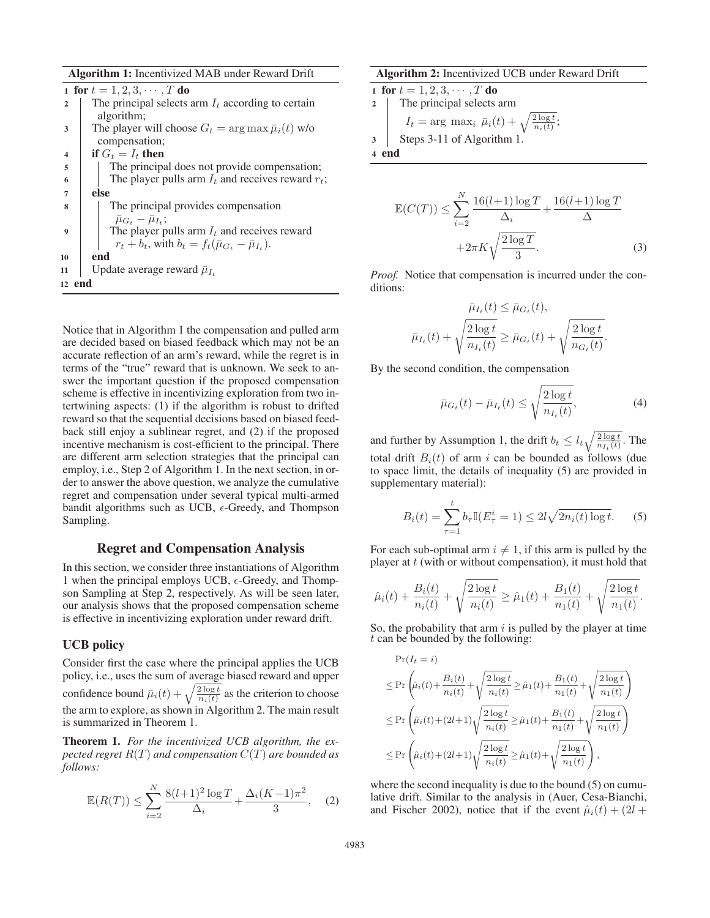**Algorithm 1:** Incentivized MAB under Reward Drift

```
1  for t = 1, 2, 3, ..., T do
2      The principal selects arm I_t according to certain algorithm;
3      The player will choose G_t = arg max μ̄_i(t) w/o compensation;
4      if G_t = I_t then
5          The principal does not provide compensation;
6          The player pulls arm I_t and receives reward r_t;
7      else
8          The principal provides compensation μ̄_{G_t} − μ̄_{I_t};
9          The player pulls arm I_t and receives reward r_t + b_t, with b_t = f_t(μ̄_{G_t} − μ̄_{I_t}).
10     end
11     Update average reward μ̄_{I_t}
12 end
```

Notice that in Algorithm 1 the compensation and pulled arm are decided based on biased feedback which may not be an accurate reflection of an arm's reward, while the regret is in terms of the "true" reward that is unknown. We seek to answer the important question if the proposed compensation scheme is effective in incentivizing exploration from two intertwining aspects: (1) if the algorithm is robust to drifted reward so that the sequential decisions based on biased feedback still enjoy a sublinear regret, and (2) if the proposed incentive mechanism is cost-efficient to the principal. There are different arm selection strategies that the principal can employ, i.e., Step 2 of Algorithm 1. In the next section, in order to answer the above question, we analyze the cumulative regret and compensation under several typical multi-armed bandit algorithms such as UCB, $\epsilon$-Greedy, and Thompson Sampling.

## Regret and Compensation Analysis

In this section, we consider three instantiations of Algorithm 1 when the principal employs UCB, $\epsilon$-Greedy, and Thompson Sampling at Step 2, respectively. As will be seen later, our analysis shows that the proposed compensation scheme is effective in incentivizing exploration under reward drift.

### UCB policy

Consider first the case where the principal applies the UCB policy, i.e., uses the sum of average biased reward and upper confidence bound $\bar{\mu}_i(t) + \sqrt{\frac{2\log t}{n_i(t)}}$ as the criterion to choose the arm to explore, as shown in Algorithm 2. The main result is summarized in Theorem 1.

**Theorem 1.** *For the incentivized UCB algorithm, the expected regret $R(T)$ and compensation $C(T)$ are bounded as follows:*

$$\mathbb{E}(R(T)) \leq \sum_{i=2}^{N} \frac{8(l+1)^2 \log T}{\Delta_i} + \frac{\Delta_i (K-1)\pi^2}{3}, \quad (2)$$

**Algorithm 2:** Incentivized UCB under Reward Drift

```
1  for t = 1, 2, 3, ..., T do
2      The principal selects arm
           I_t = arg max_i μ̄_i(t) + sqrt(2 log t / n_i(t));
3      Steps 3-11 of Algorithm 1.
4  end
```

$$\mathbb{E}(C(T)) \leq \sum_{i=2}^{N} \frac{16(l+1)\log T}{\Delta_i} + \frac{16(l+1)\log T}{\Delta} + 2\pi K\sqrt{\frac{2\log T}{3}}. \quad (3)$$

*Proof.* Notice that compensation is incurred under the conditions:

$$\bar{\mu}_{I_t}(t) \leq \bar{\mu}_{G_t}(t),$$
$$\bar{\mu}_{I_t}(t) + \sqrt{\frac{2\log t}{n_{I_t}(t)}} \geq \bar{\mu}_{G_t}(t) + \sqrt{\frac{2\log t}{n_{G_t}(t)}}.$$

By the second condition, the compensation

$$\bar{\mu}_{G_t}(t) - \bar{\mu}_{I_t}(t) \leq \sqrt{\frac{2\log t}{n_{I_t}(t)}}, \quad (4)$$

and further by Assumption 1, the drift $b_t \leq l_t \sqrt{\frac{2\log t}{n_{I_t}(t)}}$. The total drift $B_i(t)$ of arm $i$ can be bounded as follows (due to space limit, the details of inequality (5) are provided in supplementary material):

$$B_i(t) = \sum_{\tau=1}^{t} b_\tau \mathbb{I}(E_\tau^i = 1) \leq 2l\sqrt{2n_i(t)\log t}. \quad (5)$$

For each sub-optimal arm $i \neq 1$, if this arm is pulled by the player at $t$ (with or without compensation), it must hold that

$$\hat{\mu}_i(t) + \frac{B_i(t)}{n_i(t)} + \sqrt{\frac{2\log t}{n_i(t)}} \geq \hat{\mu}_1(t) + \frac{B_1(t)}{n_1(t)} + \sqrt{\frac{2\log t}{n_1(t)}}.$$

So, the probability that arm $i$ is pulled by the player at time $t$ can be bounded by the following:

$$\begin{aligned}
&\Pr(I_t = i) \\
&\leq \Pr\left(\hat{\mu}_i(t) + \frac{B_i(t)}{n_i(t)} + \sqrt{\frac{2\log t}{n_i(t)}} \geq \hat{\mu}_1(t) + \frac{B_1(t)}{n_1(t)} + \sqrt{\frac{2\log t}{n_1(t)}}\right) \\
&\leq \Pr\left(\hat{\mu}_i(t) + (2l+1)\sqrt{\frac{2\log t}{n_i(t)}} \geq \hat{\mu}_1(t) + \frac{B_1(t)}{n_1(t)} + \sqrt{\frac{2\log t}{n_1(t)}}\right) \\
&\leq \Pr\left(\hat{\mu}_i(t) + (2l+1)\sqrt{\frac{2\log t}{n_i(t)}} \geq \hat{\mu}_1(t) + \sqrt{\frac{2\log t}{n_1(t)}}\right),
\end{aligned}$$

where the second inequality is due to the bound (5) on cumulative drift. Similar to the analysis in (Auer, Cesa-Bianchi, and Fischer 2002), notice that if the event $\hat{\mu}_i(t) + (2l +$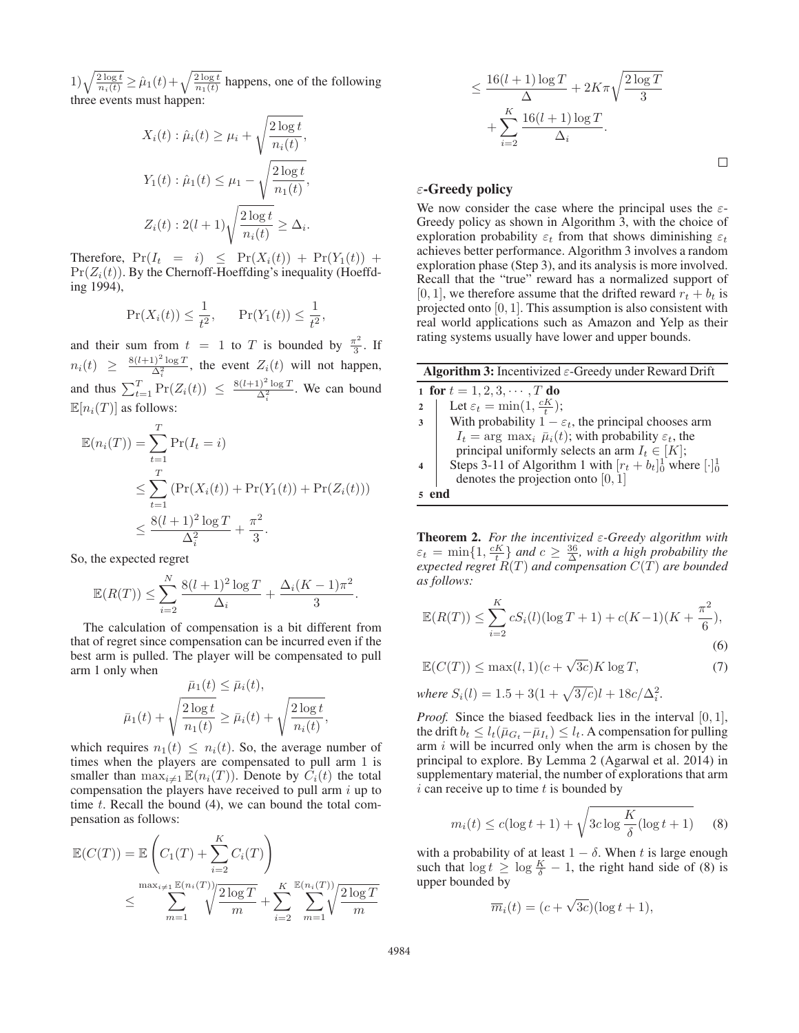$1)\sqrt{\frac{2\log t}{n_i(t)}} \geq \hat{\mu}_1(t) + \sqrt{\frac{2\log t}{n_1(t)}}$ happens, one of the following three events must happen:

$$X_i(t) : \hat{\mu}_i(t) \geq \mu_i + \sqrt{\frac{2\log t}{n_i(t)}},$$

$$Y_1(t) : \hat{\mu}_1(t) \leq \mu_1 - \sqrt{\frac{2\log t}{n_1(t)}},$$

$$Z_i(t) : 2(l+1)\sqrt{\frac{2\log t}{n_i(t)}} \geq \Delta_i.$$

Therefore, $\Pr(I_t = i) \leq \Pr(X_i(t)) + \Pr(Y_1(t)) + \Pr(Z_i(t))$. By the Chernoff-Hoeffding's inequality (Hoeffding 1994),

$$\Pr(X_i(t)) \leq \frac{1}{t^2}, \qquad \Pr(Y_1(t)) \leq \frac{1}{t^2},$$

and their sum from $t = 1$ to $T$ is bounded by $\frac{\pi^2}{3}$. If $n_i(t) \geq \frac{8(l+1)^2 \log T}{\Delta_i^2}$, the event $Z_i(t)$ will not happen, and thus $\sum_{t=1}^{T} \Pr(Z_i(t)) \leq \frac{8(l+1)^2 \log T}{\Delta_i^2}$. We can bound $\mathbb{E}[n_i(T)]$ as follows:

$$\begin{aligned}
\mathbb{E}(n_i(T)) &= \sum_{t=1}^{T} \Pr(I_t = i) \\
&\leq \sum_{t=1}^{T} \left(\Pr(X_i(t)) + \Pr(Y_1(t)) + \Pr(Z_i(t))\right) \\
&\leq \frac{8(l+1)^2 \log T}{\Delta_i^2} + \frac{\pi^2}{3}.
\end{aligned}$$

So, the expected regret

$$\mathbb{E}(R(T)) \leq \sum_{i=2}^{N} \frac{8(l+1)^2 \log T}{\Delta_i} + \frac{\Delta_i (K-1)\pi^2}{3}.$$

The calculation of compensation is a bit different from that of regret since compensation can be incurred even if the best arm is pulled. The player will be compensated to pull arm 1 only when

$$\bar{\mu}_1(t) \leq \bar{\mu}_i(t),$$

$$\bar{\mu}_1(t) + \sqrt{\frac{2\log t}{n_1(t)}} \geq \bar{\mu}_i(t) + \sqrt{\frac{2\log t}{n_i(t)}},$$

which requires $n_1(t) \leq n_i(t)$. So, the average number of times when the players are compensated to pull arm 1 is smaller than $\max_{i \neq 1} \mathbb{E}(n_i(T))$. Denote by $C_i(t)$ the total compensation the players have received to pull arm $i$ up to time $t$. Recall the bound (4), we can bound the total compensation as follows:

$$\begin{aligned}
\mathbb{E}(C(T)) &= \mathbb{E}\left(C_1(T) + \sum_{i=2}^{K} C_i(T)\right) \\
&\leq \sum_{m=1}^{\max_{i\neq 1}\mathbb{E}(n_i(T))} \sqrt{\frac{2\log T}{m}} + \sum_{i=2}^{K} \sum_{m=1}^{\mathbb{E}(n_i(T))} \sqrt{\frac{2\log T}{m}} \\
&\leq \frac{16(l+1)\log T}{\Delta} + 2K\pi\sqrt{\frac{2\log T}{3}} \\
&\quad + \sum_{i=2}^{K} \frac{16(l+1)\log T}{\Delta_i}.
\end{aligned}$$

□

## $\varepsilon$-Greedy policy

We now consider the case where the principal uses the $\varepsilon$-Greedy policy as shown in Algorithm 3, with the choice of exploration probability $\varepsilon_t$ from that shows diminishing $\varepsilon_t$ achieves better performance. Algorithm 3 involves a random exploration phase (Step 3), and its analysis is more involved. Recall that the "true" reward has a normalized support of $[0, 1]$, we therefore assume that the drifted reward $r_t + b_t$ is projected onto $[0, 1]$. This assumption is also consistent with real world applications such as Amazon and Yelp as their rating systems usually have lower and upper bounds.

**Algorithm 3:** Incentivized $\varepsilon$-Greedy under Reward Drift

```
1 for t = 1, 2, 3, ··· , T do
2     Let ε_t = min(1, cK/t);
3     With probability 1 − ε_t, the principal chooses arm
      I_t = arg max_i μ̄_i(t); with probability ε_t, the
      principal uniformly selects an arm I_t ∈ [K];
4     Steps 3-11 of Algorithm 1 with [r_t + b_t]_0^1 where [·]_0^1
      denotes the projection onto [0, 1]
5 end
```

**Theorem 2.** *For the incentivized $\varepsilon$-Greedy algorithm with $\varepsilon_t = \min\{1, \frac{cK}{t}\}$ and $c \geq \frac{36}{\Delta}$, with a high probability the expected regret $R(T)$ and compensation $C(T)$ are bounded as follows:*

$$\mathbb{E}(R(T)) \leq \sum_{i=2}^{K} cS_i(l)(\log T + 1) + c(K-1)(K + \frac{\pi^2}{6}), \tag{6}$$

$$\mathbb{E}(C(T)) \leq \max(l, 1)(c + \sqrt{3c})K \log T, \tag{7}$$

*where $S_i(l) = 1.5 + 3(1 + \sqrt{3/c})l + 18c/\Delta_i^2$.*

*Proof.* Since the biased feedback lies in the interval $[0, 1]$, the drift $b_t \leq l_t(\bar{\mu}_{G_t} - \bar{\mu}_{I_t}) \leq l_t$. A compensation for pulling arm $i$ will be incurred only when the arm is chosen by the principal to explore. By Lemma 2 (Agarwal et al. 2014) in supplementary material, the number of explorations that arm $i$ can receive up to time $t$ is bounded by

$$m_i(t) \leq c(\log t + 1) + \sqrt{3c \log \frac{K}{\delta}(\log t + 1)} \tag{8}$$

with a probability of at least $1 - \delta$. When $t$ is large enough such that $\log t \geq \log \frac{K}{\delta} - 1$, the right hand side of (8) is upper bounded by

$$\overline{m}_i(t) = (c + \sqrt{3c})(\log t + 1),$$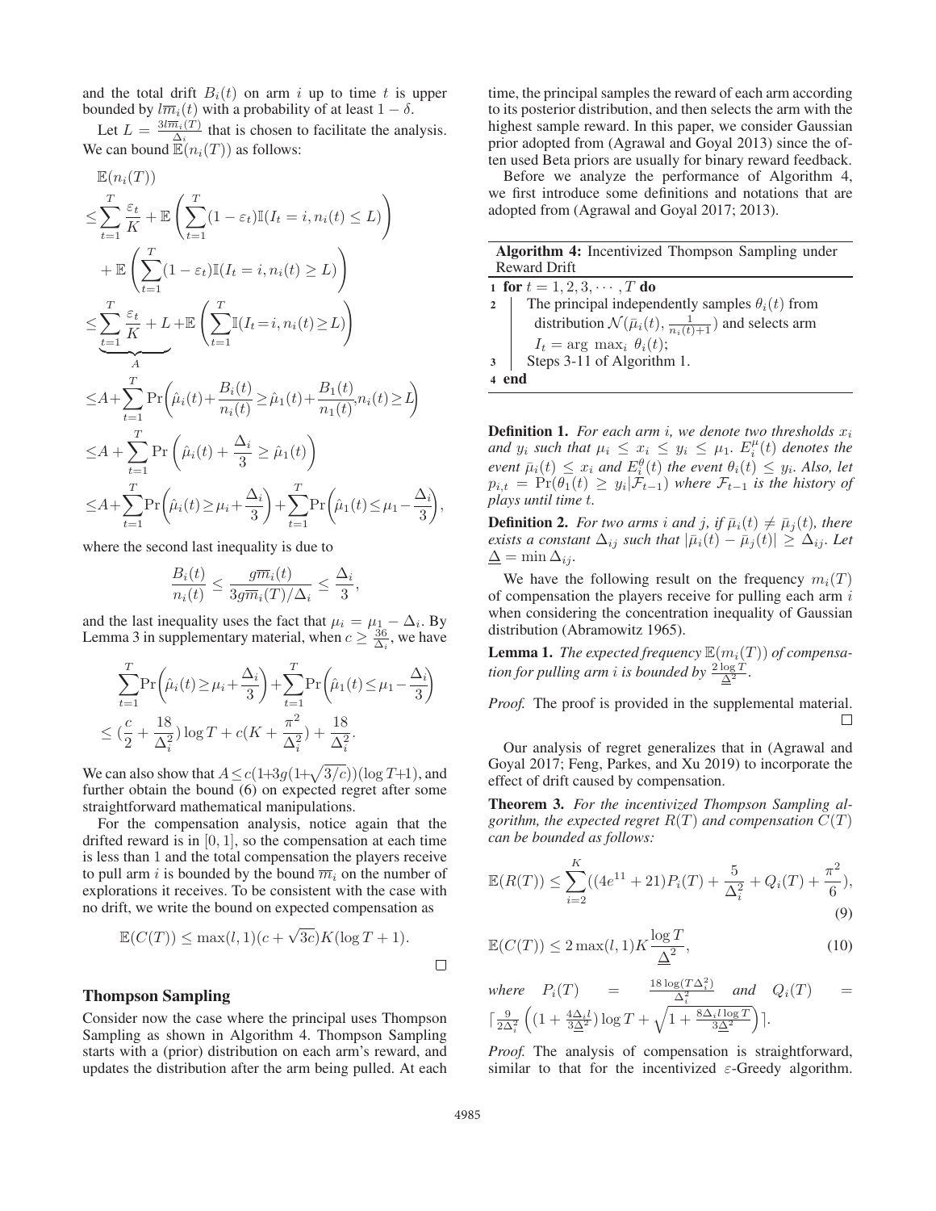and the total drift $B_i(t)$ on arm $i$ up to time $t$ is upper bounded by $l\overline{m}_i(t)$ with a probability of at least $1-\delta$.

Let $L = \frac{3l\overline{m}_i(T)}{\Delta_i}$ that is chosen to facilitate the analysis. We can bound $\mathbb{E}(n_i(T))$ as follows:

$$
\begin{aligned}
&\mathbb{E}(n_i(T)) \\
\leq& \sum_{t=1}^{T} \frac{\varepsilon_t}{K} + \mathbb{E}\left(\sum_{t=1}^{T}(1-\varepsilon_t)\mathbb{I}(I_t = i, n_i(t) \leq L)\right) \\
&+ \mathbb{E}\left(\sum_{t=1}^{T}(1-\varepsilon_t)\mathbb{I}(I_t = i, n_i(t) \geq L)\right) \\
\leq& \underbrace{\sum_{t=1}^{T} \frac{\varepsilon_t}{K} + L}_{A} + \mathbb{E}\left(\sum_{t=1}^{T}\mathbb{I}(I_t = i, n_i(t) \geq L)\right) \\
\leq& A + \sum_{t=1}^{T}\Pr\left(\hat{\mu}_i(t) + \frac{B_i(t)}{n_i(t)} \geq \hat{\mu}_1(t) + \frac{B_1(t)}{n_1(t)}, n_i(t) \geq L\right) \\
\leq& A + \sum_{t=1}^{T}\Pr\left(\hat{\mu}_i(t) + \frac{\Delta_i}{3} \geq \hat{\mu}_1(t)\right) \\
\leq& A + \sum_{t=1}^{T}\Pr\left(\hat{\mu}_i(t) \geq \mu_i + \frac{\Delta_i}{3}\right) + \sum_{t=1}^{T}\Pr\left(\hat{\mu}_1(t) \leq \mu_1 - \frac{\Delta_i}{3}\right),
\end{aligned}
$$

where the second last inequality is due to

$$
\frac{B_i(t)}{n_i(t)} \leq \frac{g\overline{m}_i(t)}{3g\overline{m}_i(T)/\Delta_i} \leq \frac{\Delta_i}{3},
$$

and the last inequality uses the fact that $\mu_i = \mu_1 - \Delta_i$. By Lemma 3 in supplementary material, when $c \geq \frac{36}{\Delta_i}$, we have

$$
\begin{aligned}
&\sum_{t=1}^{T}\Pr\left(\hat{\mu}_i(t) \geq \mu_i + \frac{\Delta_i}{3}\right) + \sum_{t=1}^{T}\Pr\left(\hat{\mu}_1(t) \leq \mu_1 - \frac{\Delta_i}{3}\right) \\
\leq& \left(\frac{c}{2} + \frac{18}{\Delta_i^2}\right)\log T + c\left(K + \frac{\pi^2}{\Delta_i^2}\right) + \frac{18}{\Delta_i^2}.
\end{aligned}
$$

We can also show that $A \leq c(1+3g(1+\sqrt{3/c}))(\log T+1)$, and further obtain the bound (6) on expected regret after some straightforward mathematical manipulations.

For the compensation analysis, notice again that the drifted reward is in $[0,1]$, so the compensation at each time is less than 1 and the total compensation the players receive to pull arm $i$ is bounded by the bound $\overline{m}_i$ on the number of explorations it receives. To be consistent with the case with no drift, we write the bound on expected compensation as

$$
\mathbb{E}(C(T)) \leq \max(l,1)(c + \sqrt{3c})K(\log T + 1).
$$

□

## Thompson Sampling

Consider now the case where the principal uses Thompson Sampling as shown in Algorithm 4. Thompson Sampling starts with a (prior) distribution on each arm's reward, and updates the distribution after the arm being pulled. At each time, the principal samples the reward of each arm according to its posterior distribution, and then selects the arm with the highest sample reward. In this paper, we consider Gaussian prior adopted from (Agrawal and Goyal 2013) since the often used Beta priors are usually for binary reward feedback.

Before we analyze the performance of Algorithm 4, we first introduce some definitions and notations that are adopted from (Agrawal and Goyal 2017; 2013).

---

**Algorithm 4:** Incentivized Thompson Sampling under Reward Drift

---

```
1 for t = 1, 2, 3, ..., T do
2     The principal independently samples θ_i(t) from
      distribution N(μ̄_i(t), 1/(n_i(t)+1)) and selects arm
      I_t = arg max_i θ_i(t);
3     Steps 3-11 of Algorithm 1.
4 end
```

---

**Definition 1.** *For each arm $i$, we denote two thresholds $x_i$ and $y_i$ such that $\mu_i \leq x_i \leq y_i \leq \mu_1$. $E_i^{\mu}(t)$ denotes the event $\bar{\mu}_i(t) \leq x_i$ and $E_i^{\theta}(t)$ the event $\theta_i(t) \leq y_i$. Also, let $p_{i,t} = \Pr(\theta_1(t) \geq y_i | \mathcal{F}_{t-1})$ where $\mathcal{F}_{t-1}$ is the history of plays until time $t$.*

**Definition 2.** *For two arms $i$ and $j$, if $\bar{\mu}_i(t) \neq \bar{\mu}_j(t)$, there exists a constant $\Delta_{ij}$ such that $|\bar{\mu}_i(t) - \bar{\mu}_j(t)| \geq \Delta_{ij}$. Let $\underline{\Delta} = \min \Delta_{ij}$.*

We have the following result on the frequency $m_i(T)$ of compensation the players receive for pulling each arm $i$ when considering the concentration inequality of Gaussian distribution (Abramowitz 1965).

**Lemma 1.** *The expected frequency $\mathbb{E}(m_i(T))$ of compensation for pulling arm $i$ is bounded by $\frac{2\log T}{\underline{\Delta}^2}$.*

*Proof.* The proof is provided in the supplemental material. □

Our analysis of regret generalizes that in (Agrawal and Goyal 2017; Feng, Parkes, and Xu 2019) to incorporate the effect of drift caused by compensation.

**Theorem 3.** *For the incentivized Thompson Sampling algorithm, the expected regret $R(T)$ and compensation $C(T)$ can be bounded as follows:*

$$
\mathbb{E}(R(T)) \leq \sum_{i=2}^{K}\left((4e^{11} + 21)P_i(T) + \frac{5}{\Delta_i^2} + Q_i(T) + \frac{\pi^2}{6}\right), \tag{9}
$$

$$
\mathbb{E}(C(T)) \leq 2\max(l,1)K\frac{\log T}{\underline{\Delta}^2}, \tag{10}
$$

*where* $P_i(T) = \frac{18\log(T\Delta_i^2)}{\Delta_i^2}$ *and* $Q_i(T) = \lceil \frac{9}{2\Delta_i^2}\left((1 + \frac{4\Delta_i l}{3\underline{\Delta}^2})\log T + \sqrt{1 + \frac{8\Delta_i l \log T}{3\underline{\Delta}^2}}\right) \rceil$.

*Proof.* The analysis of compensation is straightforward, similar to that for the incentivized $\varepsilon$-Greedy algorithm.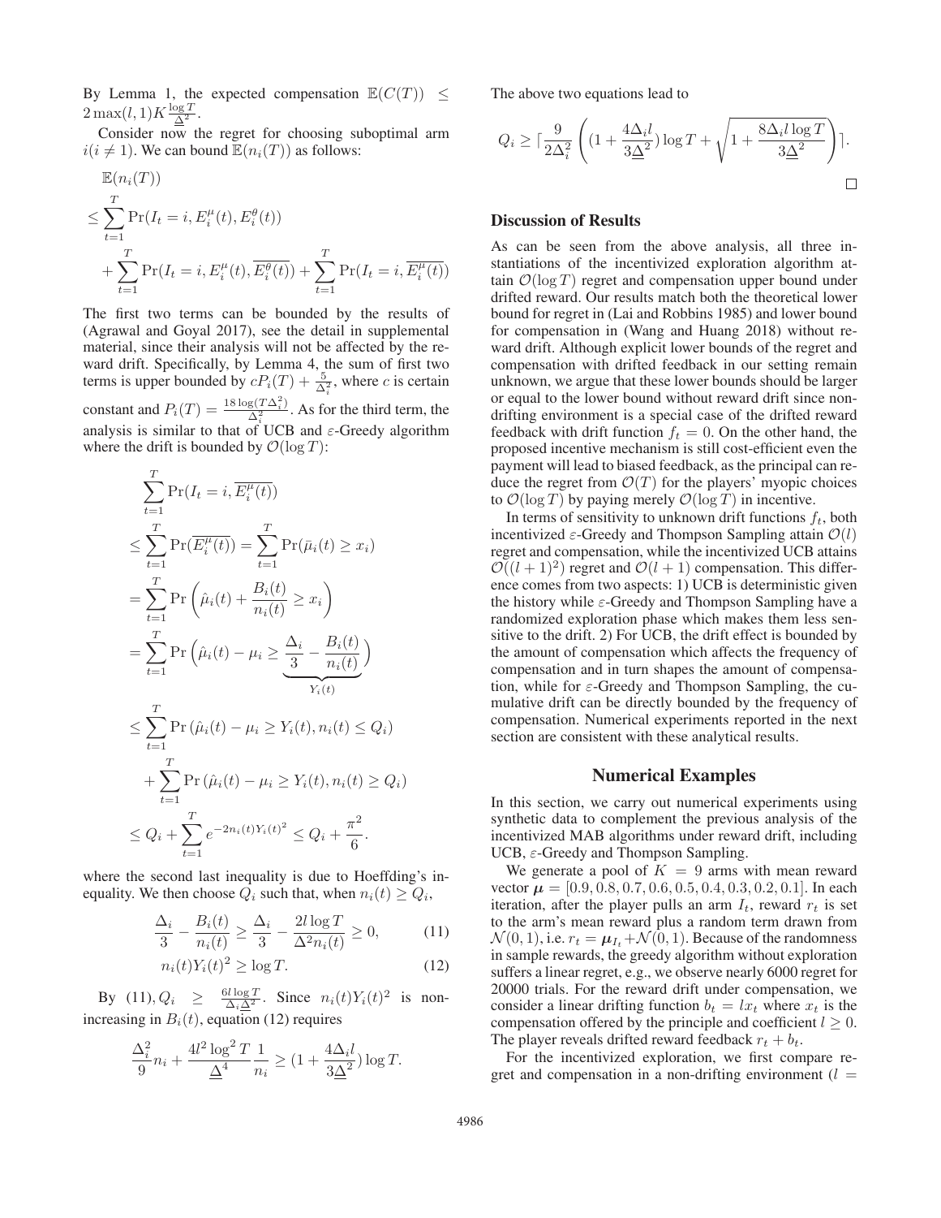By Lemma 1, the expected compensation $\mathbb{E}(C(T)) \leq 2\max(l,1)K\frac{\log T}{\underline{\Delta}^2}$.

Consider now the regret for choosing suboptimal arm $i(i \neq 1)$. We can bound $\mathbb{E}(n_i(T))$ as follows:

$$
\begin{aligned}
&\mathbb{E}(n_i(T)) \\
&\leq \sum_{t=1}^{T} \Pr(I_t = i, E_i^{\mu}(t), E_i^{\theta}(t)) \\
&\quad + \sum_{t=1}^{T} \Pr(I_t = i, E_i^{\mu}(t), \overline{E_i^{\theta}(t)}) + \sum_{t=1}^{T} \Pr(I_t = i, \overline{E_i^{\mu}(t)})
\end{aligned}
$$

The first two terms can be bounded by the results of (Agrawal and Goyal 2017), see the detail in supplemental material, since their analysis will not be affected by the reward drift. Specifically, by Lemma 4, the sum of first two terms is upper bounded by $cP_i(T) + \frac{5}{\Delta_i^2}$, where $c$ is certain constant and $P_i(T) = \frac{18\log(T\Delta_i^2)}{\Delta_i^2}$. As for the third term, the analysis is similar to that of UCB and $\varepsilon$-Greedy algorithm where the drift is bounded by $\mathcal{O}(\log T)$:

$$
\begin{aligned}
&\sum_{t=1}^{T} \Pr(I_t = i, \overline{E_i^{\mu}(t)}) \\
&\leq \sum_{t=1}^{T} \Pr(\overline{E_i^{\mu}(t)}) = \sum_{t=1}^{T} \Pr(\bar{\mu}_i(t) \geq x_i) \\
&= \sum_{t=1}^{T} \Pr\left(\hat{\mu}_i(t) + \frac{B_i(t)}{n_i(t)} \geq x_i\right) \\
&= \sum_{t=1}^{T} \Pr\Big(\hat{\mu}_i(t) - \mu_i \geq \underbrace{\frac{\Delta_i}{3} - \frac{B_i(t)}{n_i(t)}}_{Y_i(t)}\Big) \\
&\leq \sum_{t=1}^{T} \Pr\left(\hat{\mu}_i(t) - \mu_i \geq Y_i(t), n_i(t) \leq Q_i\right) \\
&\quad + \sum_{t=1}^{T} \Pr\left(\hat{\mu}_i(t) - \mu_i \geq Y_i(t), n_i(t) \geq Q_i\right) \\
&\leq Q_i + \sum_{t=1}^{T} e^{-2n_i(t)Y_i(t)^2} \leq Q_i + \frac{\pi^2}{6}.
\end{aligned}
$$

where the second last inequality is due to Hoeffding's inequality. We then choose $Q_i$ such that, when $n_i(t) \geq Q_i$,

$$\frac{\Delta_i}{3} - \frac{B_i(t)}{n_i(t)} \geq \frac{\Delta_i}{3} - \frac{2l\log T}{\Delta^2 n_i(t)} \geq 0, \tag{11}$$

$$n_i(t)Y_i(t)^2 \geq \log T. \tag{12}$$

By (11), $Q_i \geq \frac{6l\log T}{\Delta_i\underline{\Delta}^2}$. Since $n_i(t)Y_i(t)^2$ is non-increasing in $B_i(t)$, equation (12) requires

$$\frac{\Delta_i^2}{9}n_i + \frac{4l^2\log^2 T}{\underline{\Delta}^4}\frac{1}{n_i} \geq (1 + \frac{4\Delta_i l}{3\underline{\Delta}^2})\log T.$$

The above two equations lead to

$$Q_i \geq \lceil \frac{9}{2\Delta_i^2}\left((1 + \frac{4\Delta_i l}{3\underline{\Delta}^2})\log T + \sqrt{1 + \frac{8\Delta_i l\log T}{3\underline{\Delta}^2}}\right)\rceil.$$

□

## Discussion of Results

As can be seen from the above analysis, all three instantiations of the incentivized exploration algorithm attain $\mathcal{O}(\log T)$ regret and compensation upper bound under drifted reward. Our results match both the theoretical lower bound for regret in (Lai and Robbins 1985) and lower bound for compensation in (Wang and Huang 2018) without reward drift. Although explicit lower bounds of the regret and compensation with drifted feedback in our setting remain unknown, we argue that these lower bounds should be larger or equal to the lower bound without reward drift since non-drifting environment is a special case of the drifted reward feedback with drift function $f_t = 0$. On the other hand, the proposed incentive mechanism is still cost-efficient even the payment will lead to biased feedback, as the principal can reduce the regret from $\mathcal{O}(T)$ for the players' myopic choices to $\mathcal{O}(\log T)$ by paying merely $\mathcal{O}(\log T)$ in incentive.

In terms of sensitivity to unknown drift functions $f_t$, both incentivized $\varepsilon$-Greedy and Thompson Sampling attain $\mathcal{O}(l)$ regret and compensation, while the incentivized UCB attains $\mathcal{O}((l+1)^2)$ regret and $\mathcal{O}(l+1)$ compensation. This difference comes from two aspects: 1) UCB is deterministic given the history while $\varepsilon$-Greedy and Thompson Sampling have a randomized exploration phase which makes them less sensitive to the drift. 2) For UCB, the drift effect is bounded by the amount of compensation which affects the frequency of compensation and in turn shapes the amount of compensation, while for $\varepsilon$-Greedy and Thompson Sampling, the cumulative drift can be directly bounded by the frequency of compensation. Numerical experiments reported in the next section are consistent with these analytical results.

## Numerical Examples

In this section, we carry out numerical experiments using synthetic data to complement the previous analysis of the incentivized MAB algorithms under reward drift, including UCB, $\varepsilon$-Greedy and Thompson Sampling.

We generate a pool of $K = 9$ arms with mean reward vector $\boldsymbol{\mu} = [0.9, 0.8, 0.7, 0.6, 0.5, 0.4, 0.3, 0.2, 0.1]$. In each iteration, after the player pulls an arm $I_t$, reward $r_t$ is set to the arm's mean reward plus a random term drawn from $\mathcal{N}(0,1)$, i.e. $r_t = \boldsymbol{\mu}_{I_t} + \mathcal{N}(0,1)$. Because of the randomness in sample rewards, the greedy algorithm without exploration suffers a linear regret, e.g., we observe nearly 6000 regret for 20000 trials. For the reward drift under compensation, we consider a linear drifting function $b_t = lx_t$ where $x_t$ is the compensation offered by the principle and coefficient $l \geq 0$. The player reveals drifted reward feedback $r_t + b_t$.

For the incentivized exploration, we first compare regret and compensation in a non-drifting environment ($l =$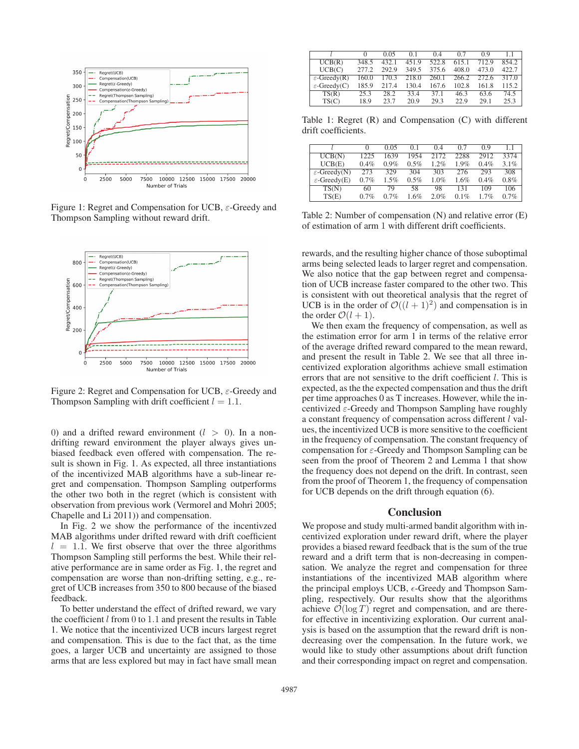Figure 1: Regret and Compensation for UCB, $\varepsilon$-Greedy and Thompson Sampling without reward drift.

Figure 2: Regret and Compensation for UCB, $\varepsilon$-Greedy and Thompson Sampling with drift coefficient $l = 1.1$.

0) and a drifted reward environment ($l > 0$). In a non-drifting reward environment the player always gives unbiased feedback even offered with compensation. The result is shown in Fig. 1. As expected, all three instantiations of the incentivized MAB algorithms have a sub-linear regret and compensation. Thompson Sampling outperforms the other two both in the regret (which is consistent with observation from previous work (Vermorel and Mohri 2005; Chapelle and Li 2011)) and compensation.

In Fig. 2 we show the performance of the incentivzed MAB algorithms under drifted reward with drift coefficient $l = 1.1$. We first observe that over the three algorithms Thompson Sampling still performs the best. While their relative performance are in same order as Fig. 1, the regret and compensation are worse than non-drifting setting, e.g., regret of UCB increases from 350 to 800 because of the biased feedback.

To better understand the effect of drifted reward, we vary the coefficient $l$ from 0 to 1.1 and present the results in Table 1. We notice that the incentivized UCB incurs largest regret and compensation. This is due to the fact that, as the time goes, a larger UCB and uncertainty are assigned to those arms that are less explored but may in fact have small mean rewards, and the resulting higher chance of those suboptimal arms being selected leads to larger regret and compensation. We also notice that the gap between regret and compensation of UCB increase faster compared to the other two. This is consistent with out theoretical analysis that the regret of UCB is in the order of $\mathcal{O}((l+1)^2)$ and compensation is in the order $\mathcal{O}(l+1)$.

| $l$ | 0 | 0.05 | 0.1 | 0.4 | 0.7 | 0.9 | 1.1 |
|---|---|---|---|---|---|---|---|
| UCB(R) | 348.5 | 432.1 | 451.9 | 522.8 | 615.1 | 712.9 | 854.2 |
| UCB(C) | 277.2 | 292.9 | 349.5 | 375.6 | 408.0 | 473.0 | 422.7 |
| $\varepsilon$-Greedy(R) | 160.0 | 170.3 | 218.0 | 260.1 | 266.2 | 272.6 | 317.0 |
| $\varepsilon$-Greedy(C) | 185.9 | 217.4 | 130.4 | 167.6 | 102.8 | 161.8 | 115.2 |
| TS(R) | 25.3 | 28.2 | 33.4 | 37.1 | 46.3 | 63.6 | 74.5 |
| TS(C) | 18.9 | 23.7 | 20.9 | 29.3 | 22.9 | 29.1 | 25.3 |

Table 1: Regret (R) and Compensation (C) with different drift coefficients.

| $l$ | 0 | 0.05 | 0.1 | 0.4 | 0.7 | 0.9 | 1.1 |
|---|---|---|---|---|---|---|---|
| UCB(N) | 1225 | 1639 | 1954 | 2172 | 2288 | 2912 | 3374 |
| UCB(E) | 0.4% | 0.9% | 0.5% | 1.2% | 1.9% | 0.4% | 3.1% |
| $\varepsilon$-Greedy(N) | 273 | 329 | 304 | 303 | 276 | 293 | 308 |
| $\varepsilon$-Greedy(E) | 0.7% | 1.5% | 0.5% | 1.0% | 1.6% | 0.4% | 0.8% |
| TS(N) | 60 | 79 | 58 | 98 | 131 | 109 | 106 |
| TS(E) | 0.7% | 0.7% | 1.6% | 2.0% | 0.1% | 1.7% | 0.7% |

Table 2: Number of compensation (N) and relative error (E) of estimation of arm 1 with different drift coefficients.

We then exam the frequency of compensation, as well as the estimation error for arm 1 in terms of the relative error of the average drifted reward compared to the mean reward, and present the result in Table 2. We see that all three incentivized exploration algorithms achieve small estimation errors that are not sensitive to the drift coefficient $l$. This is expected, as the the expected compensation and thus the drift per time approaches 0 as T increases. However, while the incentivized $\varepsilon$-Greedy and Thompson Sampling have roughly a constant frequency of compensation across different $l$ values, the incentivized UCB is more sensitive to the coefficient in the frequency of compensation. The constant frequency of compensation for $\varepsilon$-Greedy and Thompson Sampling can be seen from the proof of Theorem 2 and Lemma 1 that show the frequency does not depend on the drift. In contrast, seen from the proof of Theorem 1, the frequency of compensation for UCB depends on the drift through equation (6).

## Conclusion

We propose and study multi-armed bandit algorithm with incentivized exploration under reward drift, where the player provides a biased reward feedback that is the sum of the true reward and a drift term that is non-decreasing in compensation. We analyze the regret and compensation for three instantiations of the incentivized MAB algorithm where the principal employs UCB, $\epsilon$-Greedy and Thompson Sampling, respectively. Our results show that the algorithms achieve $\mathcal{O}(\log T)$ regret and compensation, and are therefor effective in incentivizing exploration. Our current analysis is based on the assumption that the reward drift is non-decreasing over the compensation. In the future work, we would like to study other assumptions about drift function and their corresponding impact on regret and compensation.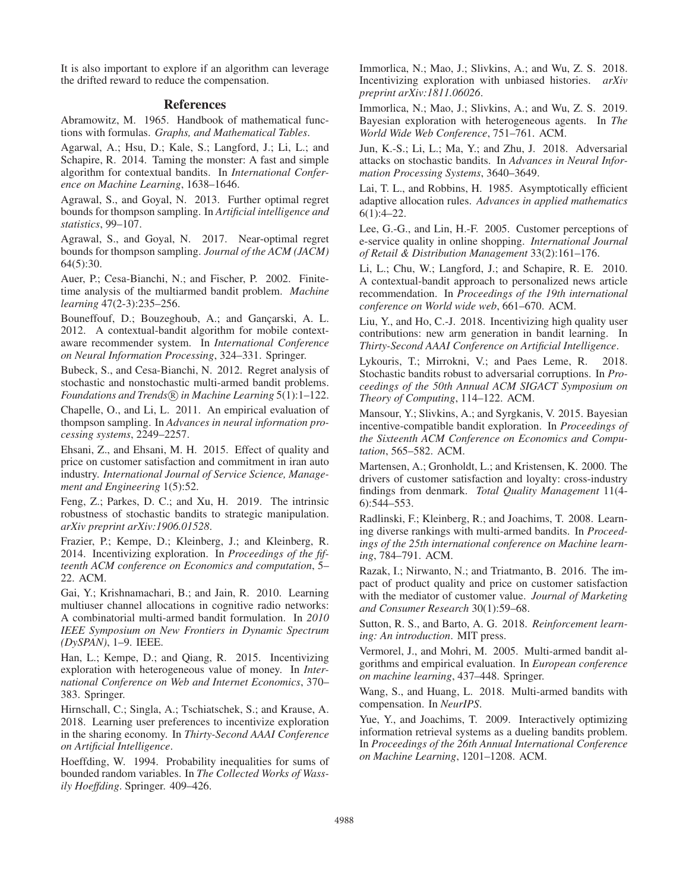It is also important to explore if an algorithm can leverage the drifted reward to reduce the compensation.

## References

Abramowitz, M. 1965. Handbook of mathematical functions with formulas. *Graphs, and Mathematical Tables*.

Agarwal, A.; Hsu, D.; Kale, S.; Langford, J.; Li, L.; and Schapire, R. 2014. Taming the monster: A fast and simple algorithm for contextual bandits. In *International Conference on Machine Learning*, 1638–1646.

Agrawal, S., and Goyal, N. 2013. Further optimal regret bounds for thompson sampling. In *Artificial intelligence and statistics*, 99–107.

Agrawal, S., and Goyal, N. 2017. Near-optimal regret bounds for thompson sampling. *Journal of the ACM (JACM)* 64(5):30.

Auer, P.; Cesa-Bianchi, N.; and Fischer, P. 2002. Finite-time analysis of the multiarmed bandit problem. *Machine learning* 47(2-3):235–256.

Bouneffouf, D.; Bouzeghoub, A.; and Gançarski, A. L. 2012. A contextual-bandit algorithm for mobile context-aware recommender system. In *International Conference on Neural Information Processing*, 324–331. Springer.

Bubeck, S., and Cesa-Bianchi, N. 2012. Regret analysis of stochastic and nonstochastic multi-armed bandit problems. *Foundations and Trends® in Machine Learning* 5(1):1–122.

Chapelle, O., and Li, L. 2011. An empirical evaluation of thompson sampling. In *Advances in neural information processing systems*, 2249–2257.

Ehsani, Z., and Ehsani, M. H. 2015. Effect of quality and price on customer satisfaction and commitment in iran auto industry. *International Journal of Service Science, Management and Engineering* 1(5):52.

Feng, Z.; Parkes, D. C.; and Xu, H. 2019. The intrinsic robustness of stochastic bandits to strategic manipulation. *arXiv preprint arXiv:1906.01528*.

Frazier, P.; Kempe, D.; Kleinberg, J.; and Kleinberg, R. 2014. Incentivizing exploration. In *Proceedings of the fifteenth ACM conference on Economics and computation*, 5–22. ACM.

Gai, Y.; Krishnamachari, B.; and Jain, R. 2010. Learning multiuser channel allocations in cognitive radio networks: A combinatorial multi-armed bandit formulation. In *2010 IEEE Symposium on New Frontiers in Dynamic Spectrum (DySPAN)*, 1–9. IEEE.

Han, L.; Kempe, D.; and Qiang, R. 2015. Incentivizing exploration with heterogeneous value of money. In *International Conference on Web and Internet Economics*, 370–383. Springer.

Hirnschall, C.; Singla, A.; Tschiatschek, S.; and Krause, A. 2018. Learning user preferences to incentivize exploration in the sharing economy. In *Thirty-Second AAAI Conference on Artificial Intelligence*.

Hoeffding, W. 1994. Probability inequalities for sums of bounded random variables. In *The Collected Works of Wassily Hoeffding*. Springer. 409–426.

Immorlica, N.; Mao, J.; Slivkins, A.; and Wu, Z. S. 2018. Incentivizing exploration with unbiased histories. *arXiv preprint arXiv:1811.06026*.

Immorlica, N.; Mao, J.; Slivkins, A.; and Wu, Z. S. 2019. Bayesian exploration with heterogeneous agents. In *The World Wide Web Conference*, 751–761. ACM.

Jun, K.-S.; Li, L.; Ma, Y.; and Zhu, J. 2018. Adversarial attacks on stochastic bandits. In *Advances in Neural Information Processing Systems*, 3640–3649.

Lai, T. L., and Robbins, H. 1985. Asymptotically efficient adaptive allocation rules. *Advances in applied mathematics* 6(1):4–22.

Lee, G.-G., and Lin, H.-F. 2005. Customer perceptions of e-service quality in online shopping. *International Journal of Retail & Distribution Management* 33(2):161–176.

Li, L.; Chu, W.; Langford, J.; and Schapire, R. E. 2010. A contextual-bandit approach to personalized news article recommendation. In *Proceedings of the 19th international conference on World wide web*, 661–670. ACM.

Liu, Y., and Ho, C.-J. 2018. Incentivizing high quality user contributions: new arm generation in bandit learning. In *Thirty-Second AAAI Conference on Artificial Intelligence*.

Lykouris, T.; Mirrokni, V.; and Paes Leme, R. 2018. Stochastic bandits robust to adversarial corruptions. In *Proceedings of the 50th Annual ACM SIGACT Symposium on Theory of Computing*, 114–122. ACM.

Mansour, Y.; Slivkins, A.; and Syrgkanis, V. 2015. Bayesian incentive-compatible bandit exploration. In *Proceedings of the Sixteenth ACM Conference on Economics and Computation*, 565–582. ACM.

Martensen, A.; Gronholdt, L.; and Kristensen, K. 2000. The drivers of customer satisfaction and loyalty: cross-industry findings from denmark. *Total Quality Management* 11(4-6):544–553.

Radlinski, F.; Kleinberg, R.; and Joachims, T. 2008. Learning diverse rankings with multi-armed bandits. In *Proceedings of the 25th international conference on Machine learning*, 784–791. ACM.

Razak, I.; Nirwanto, N.; and Triatmanto, B. 2016. The impact of product quality and price on customer satisfaction with the mediator of customer value. *Journal of Marketing and Consumer Research* 30(1):59–68.

Sutton, R. S., and Barto, A. G. 2018. *Reinforcement learning: An introduction*. MIT press.

Vermorel, J., and Mohri, M. 2005. Multi-armed bandit algorithms and empirical evaluation. In *European conference on machine learning*, 437–448. Springer.

Wang, S., and Huang, L. 2018. Multi-armed bandits with compensation. In *NeurIPS*.

Yue, Y., and Joachims, T. 2009. Interactively optimizing information retrieval systems as a dueling bandits problem. In *Proceedings of the 26th Annual International Conference on Machine Learning*, 1201–1208. ACM.